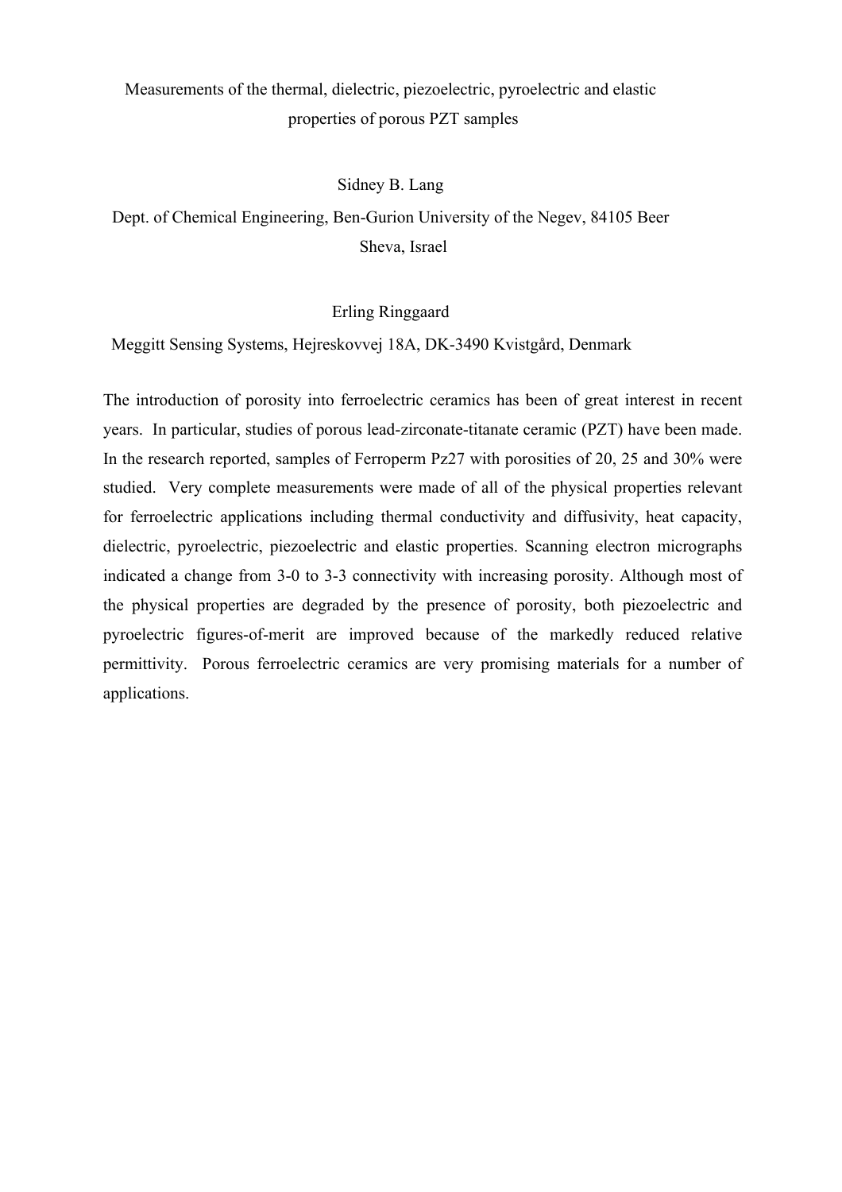# Measurements of the thermal, dielectric, piezoelectric, pyroelectric and elastic properties of porous PZT samples

Sidney B. Lang

Dept. of Chemical Engineering, Ben-Gurion University of the Negev, 84105 Beer Sheva, Israel

Erling Ringgaard

Meggitt Sensing Systems, Hejreskovvej 18A, DK-3490 Kvistgård, Denmark

The introduction of porosity into ferroelectric ceramics has been of great interest in recent years. In particular, studies of porous lead-zirconate-titanate ceramic (PZT) have been made. In the research reported, samples of Ferroperm Pz27 with porosities of 20, 25 and 30% were studied. Very complete measurements were made of all of the physical properties relevant for ferroelectric applications including thermal conductivity and diffusivity, heat capacity, dielectric, pyroelectric, piezoelectric and elastic properties. Scanning electron micrographs indicated a change from 3-0 to 3-3 connectivity with increasing porosity. Although most of the physical properties are degraded by the presence of porosity, both piezoelectric and pyroelectric figures-of-merit are improved because of the markedly reduced relative permittivity. Porous ferroelectric ceramics are very promising materials for a number of applications.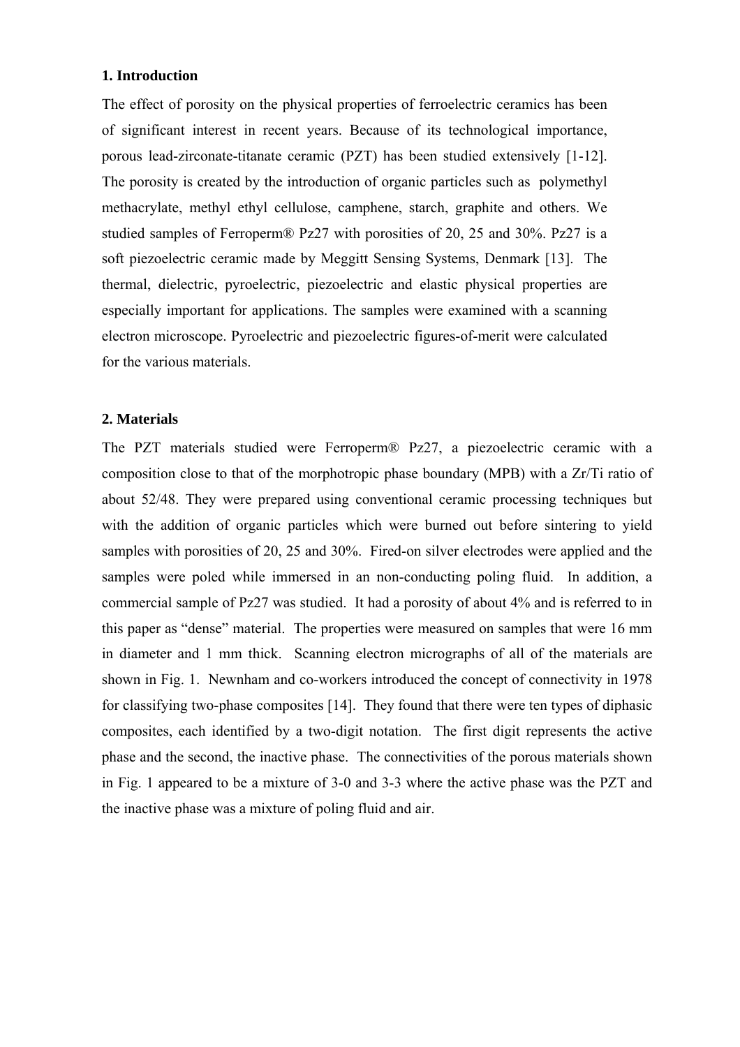## 1. Introduction

The effect of porosity on the physical properties of ferroelectric ceramics has been of significant interest in recent years. Because of its technological importance, porous lead-zirconate-titanate ceramic (PZT) has been studied extensively [1-12]. The porosity is created by the introduction of organic particles such as polymethyl methacrylate, methyl ethyl cellulose, camphene, starch, graphite and others. We studied samples of Ferroperm® Pz27 with porosities of 20, 25 and 30%. Pz27 is a soft piezoelectric ceramic made by Meggitt Sensing Systems, Denmark [13]. The thermal, dielectric, pyroelectric, piezoelectric and elastic physical properties are especially important for applications. The samples were examined with a scanning electron microscope. Pyroelectric and piezoelectric figures-of-merit were calculated for the various materials.

## 2. Materials

The PZT materials studied were Ferroperm® Pz27, a piezoelectric ceramic with a composition close to that of the morphotropic phase boundary (MPB) with a Zr/Ti ratio of about 52/48. They were prepared using conventional ceramic processing techniques but with the addition of organic particles which were burned out before sintering to yield samples with porosities of 20, 25 and 30%. Fired-on silver electrodes were applied and the samples were poled while immersed in an non-conducting poling fluid. In addition, a commercial sample of Pz27 was studied. It had a porosity of about 4% and is referred to in this paper as "dense" material. The properties were measured on samples that were 16 mm in diameter and 1 mm thick. Scanning electron micrographs of all of the materials are shown in Fig. 1. Newnham and co-workers introduced the concept of connectivity in 1978 for classifying two-phase composites [14]. They found that there were ten types of diphasic composites, each identified by a two-digit notation. The first digit represents the active phase and the second, the inactive phase. The connectivities of the porous materials shown in Fig. 1 appeared to be a mixture of 3-0 and 3-3 where the active phase was the PZT and the inactive phase was a mixture of poling fluid and air.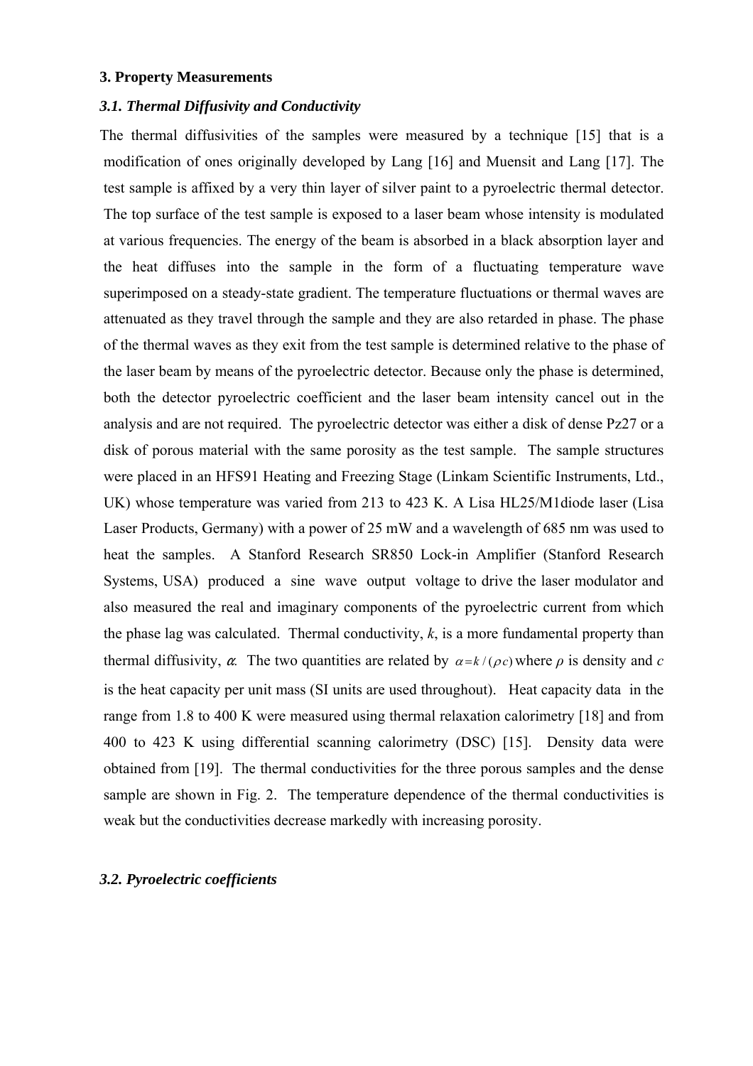## 3. Property Measurements

### *3.1. Thermal Diffusivity and Conductivity*

The thermal diffusivities of the samples were measured by a technique [15] that is a modification of ones originally developed by Lang [16] and Muensit and Lang [17]. The test sample is affixed by a very thin layer of silver paint to a pyroelectric thermal detector. The top surface of the test sample is exposed to a laser beam whose intensity is modulated at various frequencies. The energy of the beam is absorbed in a black absorption layer and the heat diffuses into the sample in the form of a fluctuating temperature wave superimposed on a steady-state gradient. The temperature fluctuations or thermal waves are attenuated as they travel through the sample and they are also retarded in phase. The phase of the thermal waves as they exit from the test sample is determined relative to the phase of the laser beam by means of the pyroelectric detector. Because only the phase is determined, both the detector pyroelectric coefficient and the laser beam intensity cancel out in the analysis and are not required. The pyroelectric detector was either a disk of dense Pz27 or a disk of porous material with the same porosity as the test sample. The sample structures were placed in an HFS91 Heating and Freezing Stage (Linkam Scientific Instruments, Ltd., UK) whose temperature was varied from 213 to 423 K. A Lisa HL25/M1diode laser (Lisa Laser Products, Germany) with a power of 25 mW and a wavelength of 685 nm was used to heat the samples. A Stanford Research SR850 Lock-in Amplifier (Stanford Research Systems, USA) produced a sine wave output voltage to drive the laser modulator and also measured the real and imaginary components of the pyroelectric current from which the phase lag was calculated. Thermal conductivity, $k$, is a more fundamental property than thermal diffusivity, $\alpha$. The two quantities are related by $\alpha = k/(\rho c)$ where $\rho$ is density and $c$ is the heat capacity per unit mass (SI units are used throughout). Heat capacity data in the range from 1.8 to 400 K were measured using thermal relaxation calorimetry [18] and from 400 to 423 K using differential scanning calorimetry (DSC) [15]. Density data were obtained from [19]. The thermal conductivities for the three porous samples and the dense sample are shown in Fig. 2. The temperature dependence of the thermal conductivities is weak but the conductivities decrease markedly with increasing porosity.

### *3.2. Pyroelectric coefficients*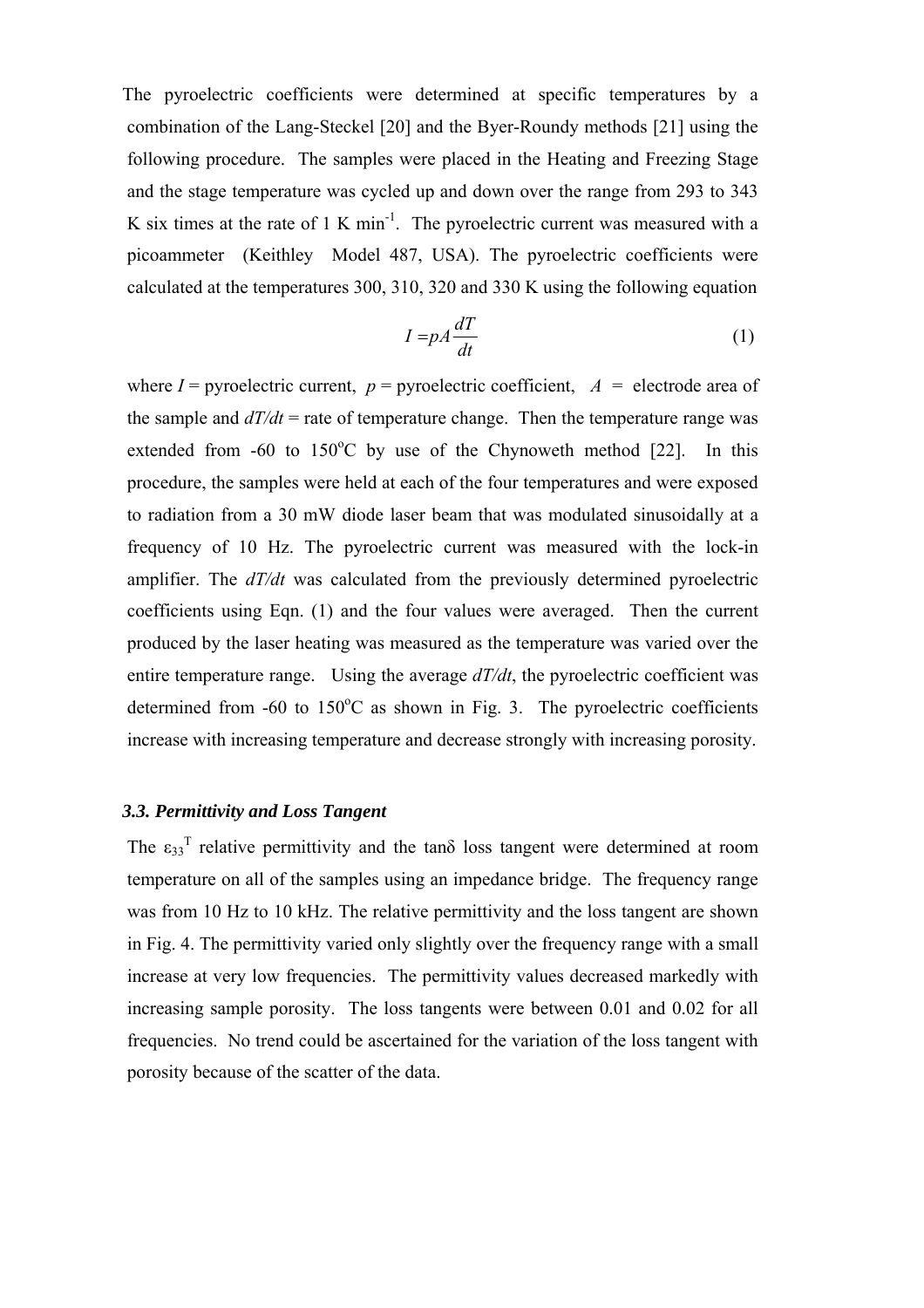The pyroelectric coefficients were determined at specific temperatures by a combination of the Lang-Steckel [20] and the Byer-Roundy methods [21] using the following procedure. The samples were placed in the Heating and Freezing Stage and the stage temperature was cycled up and down over the range from 293 to 343 K six times at the rate of 1 K min$^{-1}$. The pyroelectric current was measured with a picoammeter (Keithley Model 487, USA). The pyroelectric coefficients were calculated at the temperatures 300, 310, 320 and 330 K using the following equation

$$I = pA\frac{dT}{dt} \qquad (1)$$

where $I$ = pyroelectric current, $p$ = pyroelectric coefficient, $A$ = electrode area of the sample and $dT/dt$ = rate of temperature change. Then the temperature range was extended from -60 to 150$^o$C by use of the Chynoweth method [22]. In this procedure, the samples were held at each of the four temperatures and were exposed to radiation from a 30 mW diode laser beam that was modulated sinusoidally at a frequency of 10 Hz. The pyroelectric current was measured with the lock-in amplifier. The $dT/dt$ was calculated from the previously determined pyroelectric coefficients using Eqn. (1) and the four values were averaged. Then the current produced by the laser heating was measured as the temperature was varied over the entire temperature range. Using the average $dT/dt$, the pyroelectric coefficient was determined from -60 to 150$^o$C as shown in Fig. 3. The pyroelectric coefficients increase with increasing temperature and decrease strongly with increasing porosity.

### *3.3. Permittivity and Loss Tangent*

The $\varepsilon_{33}^T$ relative permittivity and the tan$\delta$ loss tangent were determined at room temperature on all of the samples using an impedance bridge. The frequency range was from 10 Hz to 10 kHz. The relative permittivity and the loss tangent are shown in Fig. 4. The permittivity varied only slightly over the frequency range with a small increase at very low frequencies. The permittivity values decreased markedly with increasing sample porosity. The loss tangents were between 0.01 and 0.02 for all frequencies. No trend could be ascertained for the variation of the loss tangent with porosity because of the scatter of the data.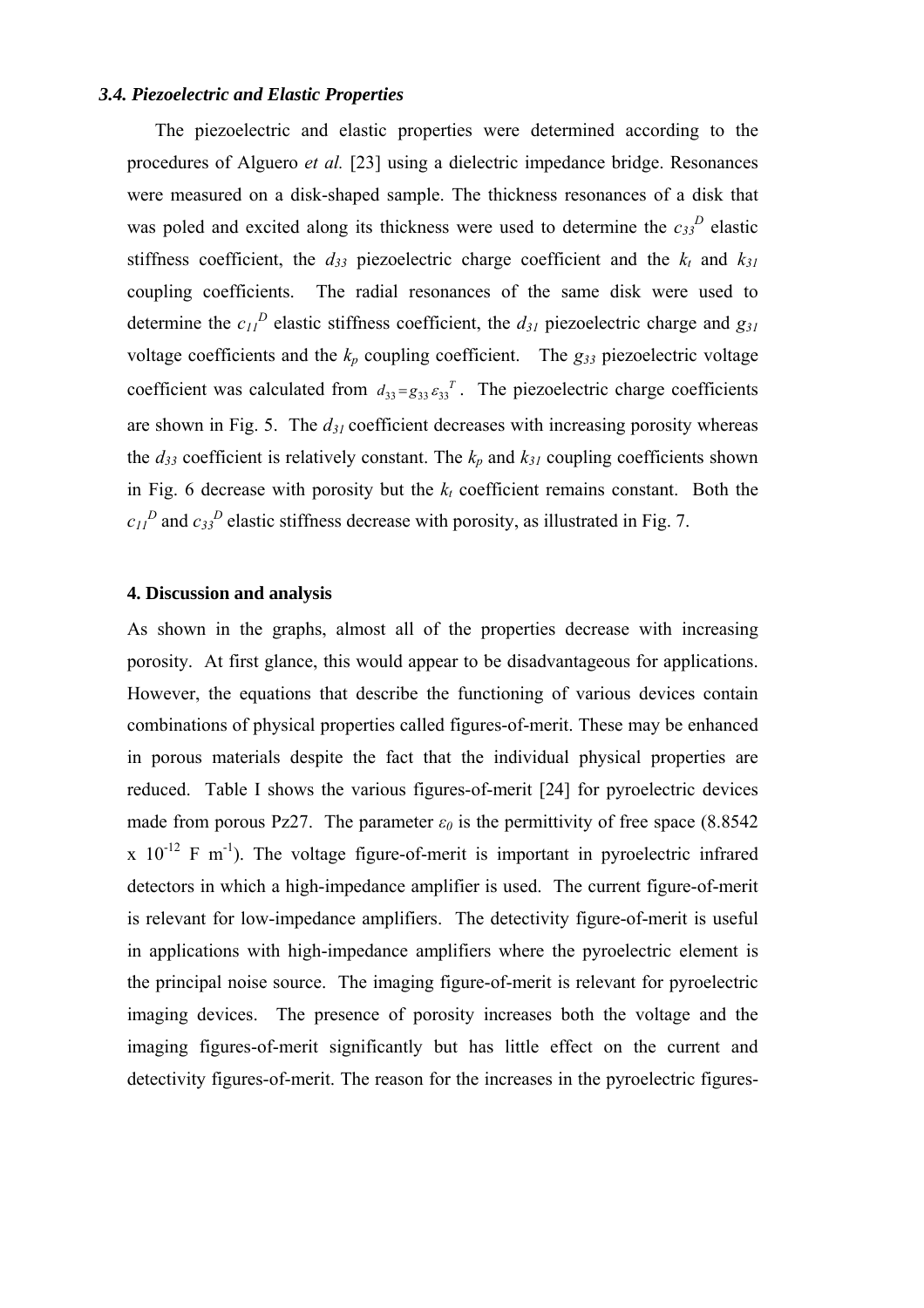### *3.4. Piezoelectric and Elastic Properties*

The piezoelectric and elastic properties were determined according to the procedures of Alguero *et al.* [23] using a dielectric impedance bridge. Resonances were measured on a disk-shaped sample. The thickness resonances of a disk that was poled and excited along its thickness were used to determine the $c_{33}^D$ elastic stiffness coefficient, the $d_{33}$ piezoelectric charge coefficient and the $k_t$ and $k_{31}$ coupling coefficients. The radial resonances of the same disk were used to determine the $c_{11}^D$ elastic stiffness coefficient, the $d_{31}$ piezoelectric charge and $g_{31}$ voltage coefficients and the $k_p$ coupling coefficient. The $g_{33}$ piezoelectric voltage coefficient was calculated from $d_{33} = g_{33}\,\varepsilon_{33}^T$. The piezoelectric charge coefficients are shown in Fig. 5. The $d_{31}$ coefficient decreases with increasing porosity whereas the $d_{33}$ coefficient is relatively constant. The $k_p$ and $k_{31}$ coupling coefficients shown in Fig. 6 decrease with porosity but the $k_t$ coefficient remains constant. Both the $c_{11}^D$ and $c_{33}^D$ elastic stiffness decrease with porosity, as illustrated in Fig. 7.

## 4. Discussion and analysis

As shown in the graphs, almost all of the properties decrease with increasing porosity. At first glance, this would appear to be disadvantageous for applications. However, the equations that describe the functioning of various devices contain combinations of physical properties called figures-of-merit. These may be enhanced in porous materials despite the fact that the individual physical properties are reduced. Table I shows the various figures-of-merit [24] for pyroelectric devices made from porous Pz27. The parameter $\varepsilon_0$ is the permittivity of free space ($8.8542 \times 10^{-12}$ F m$^{-1}$). The voltage figure-of-merit is important in pyroelectric infrared detectors in which a high-impedance amplifier is used. The current figure-of-merit is relevant for low-impedance amplifiers. The detectivity figure-of-merit is useful in applications with high-impedance amplifiers where the pyroelectric element is the principal noise source. The imaging figure-of-merit is relevant for pyroelectric imaging devices. The presence of porosity increases both the voltage and the imaging figures-of-merit significantly but has little effect on the current and detectivity figures-of-merit. The reason for the increases in the pyroelectric figures-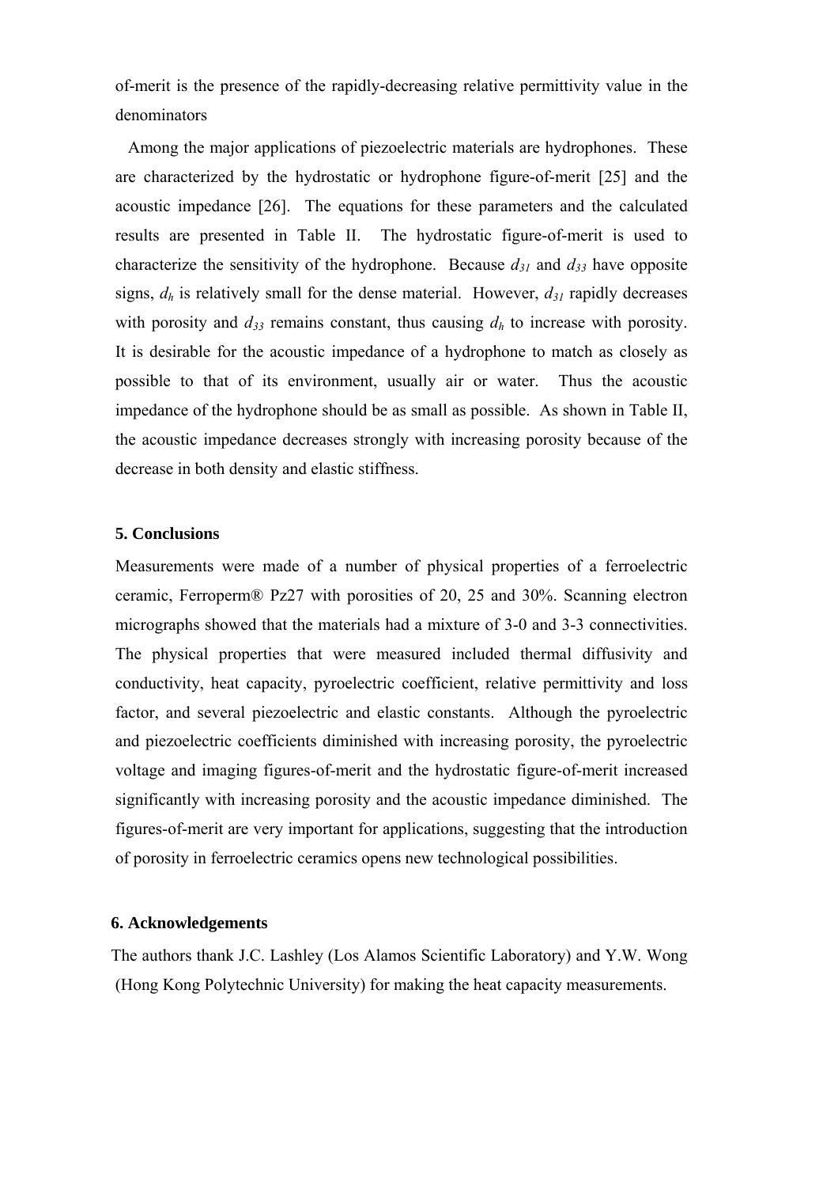of-merit is the presence of the rapidly-decreasing relative permittivity value in the denominators

Among the major applications of piezoelectric materials are hydrophones. These are characterized by the hydrostatic or hydrophone figure-of-merit [25] and the acoustic impedance [26]. The equations for these parameters and the calculated results are presented in Table II. The hydrostatic figure-of-merit is used to characterize the sensitivity of the hydrophone. Because $d_{31}$ and $d_{33}$ have opposite signs, $d_h$ is relatively small for the dense material. However, $d_{31}$ rapidly decreases with porosity and $d_{33}$ remains constant, thus causing $d_h$ to increase with porosity. It is desirable for the acoustic impedance of a hydrophone to match as closely as possible to that of its environment, usually air or water. Thus the acoustic impedance of the hydrophone should be as small as possible. As shown in Table II, the acoustic impedance decreases strongly with increasing porosity because of the decrease in both density and elastic stiffness.

## 5. Conclusions

Measurements were made of a number of physical properties of a ferroelectric ceramic, Ferroperm® Pz27 with porosities of 20, 25 and 30%. Scanning electron micrographs showed that the materials had a mixture of 3-0 and 3-3 connectivities. The physical properties that were measured included thermal diffusivity and conductivity, heat capacity, pyroelectric coefficient, relative permittivity and loss factor, and several piezoelectric and elastic constants. Although the pyroelectric and piezoelectric coefficients diminished with increasing porosity, the pyroelectric voltage and imaging figures-of-merit and the hydrostatic figure-of-merit increased significantly with increasing porosity and the acoustic impedance diminished. The figures-of-merit are very important for applications, suggesting that the introduction of porosity in ferroelectric ceramics opens new technological possibilities.

## 6. Acknowledgements

The authors thank J.C. Lashley (Los Alamos Scientific Laboratory) and Y.W. Wong (Hong Kong Polytechnic University) for making the heat capacity measurements.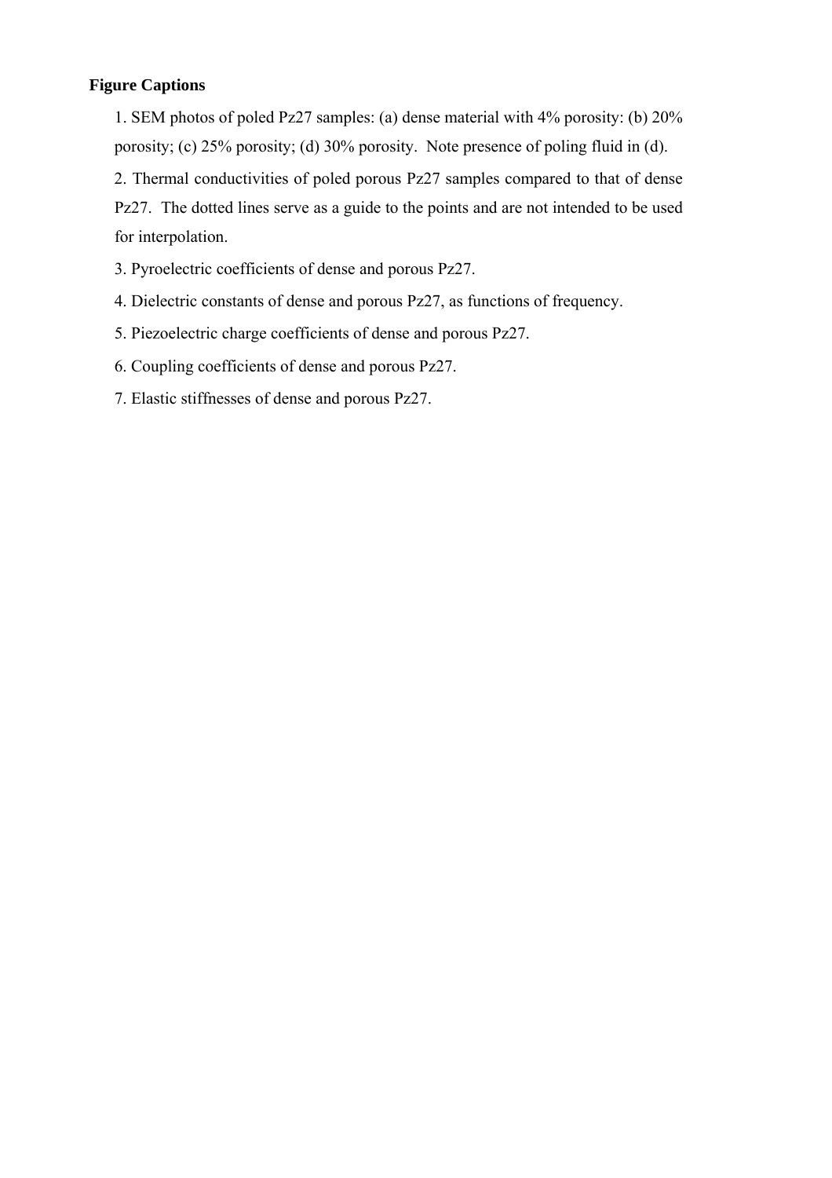**Figure Captions**

1. SEM photos of poled Pz27 samples: (a) dense material with 4% porosity: (b) 20% porosity; (c) 25% porosity; (d) 30% porosity. Note presence of poling fluid in (d).

2. Thermal conductivities of poled porous Pz27 samples compared to that of dense Pz27. The dotted lines serve as a guide to the points and are not intended to be used for interpolation.

3. Pyroelectric coefficients of dense and porous Pz27.

4. Dielectric constants of dense and porous Pz27, as functions of frequency.

5. Piezoelectric charge coefficients of dense and porous Pz27.

6. Coupling coefficients of dense and porous Pz27.

7. Elastic stiffnesses of dense and porous Pz27.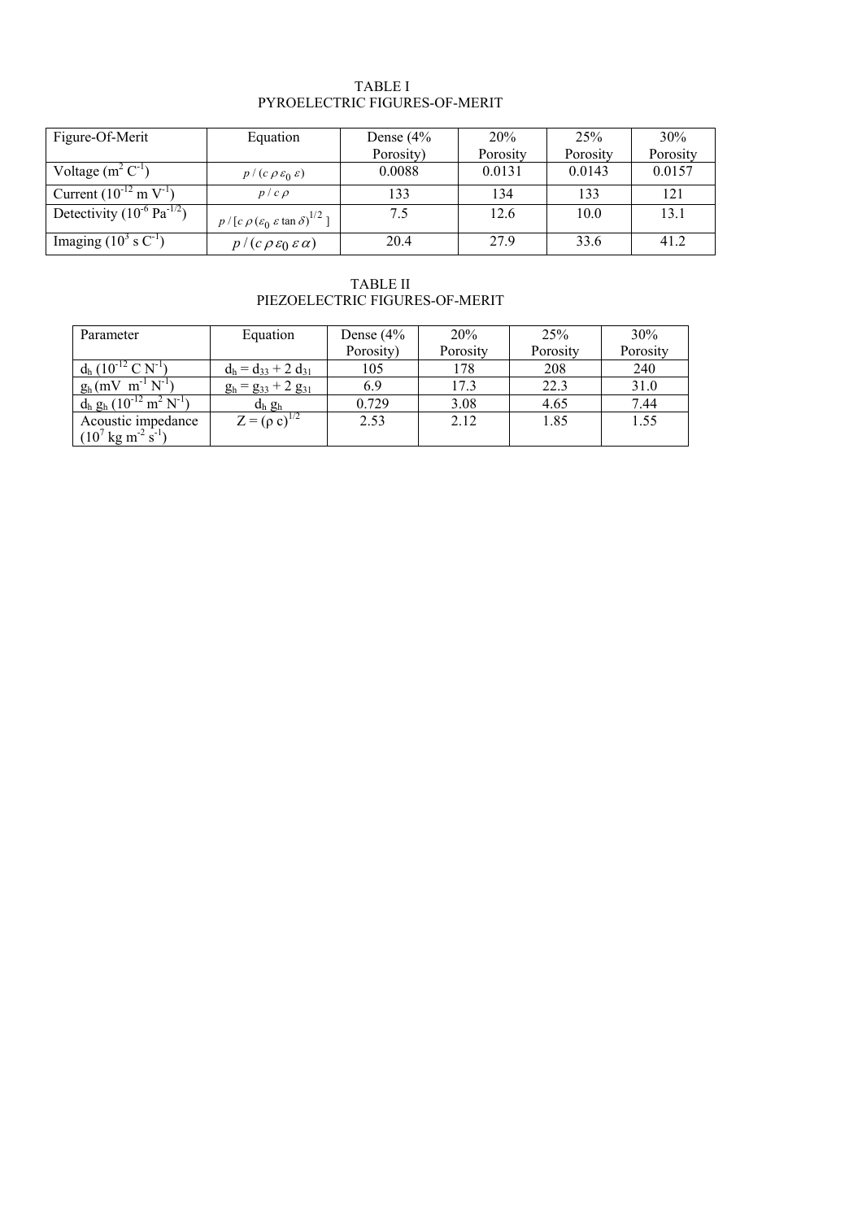TABLE I
PYROELECTRIC FIGURES-OF-MERIT

| Figure-Of-Merit | Equation | Dense (4% Porosity) | 20% Porosity | 25% Porosity | 30% Porosity |
|---|---|---|---|---|---|
| Voltage ($m^2$ $C^{-1}$) | $p / (c \rho \varepsilon_0 \varepsilon)$ | 0.0088 | 0.0131 | 0.0143 | 0.0157 |
| Current ($10^{-12}$ m $V^{-1}$) | $p / c \rho$ | 133 | 134 | 133 | 121 |
| Detectivity ($10^{-6}$ $Pa^{-1/2}$) | $p / [c \rho (\varepsilon_0 \varepsilon \tan \delta)^{1/2}]$ | 7.5 | 12.6 | 10.0 | 13.1 |
| Imaging ($10^3$ s $C^{-1}$) | $p / (c \rho \varepsilon_0 \varepsilon \alpha)$ | 20.4 | 27.9 | 33.6 | 41.2 |

TABLE II
PIEZOELECTRIC FIGURES-OF-MERIT

| Parameter | Equation | Dense (4% Porosity) | 20% Porosity | 25% Porosity | 30% Porosity |
|---|---|---|---|---|---|
| $d_h$ ($10^{-12}$ C $N^{-1}$) | $d_h = d_{33} + 2\, d_{31}$ | 105 | 178 | 208 | 240 |
| $g_h$ (mV $m^{-1}$ $N^{-1}$) | $g_h = g_{33} + 2\, g_{31}$ | 6.9 | 17.3 | 22.3 | 31.0 |
| $d_h$ $g_h$ ($10^{-12}$ $m^2$ $N^{-1}$) | $d_h\, g_h$ | 0.729 | 3.08 | 4.65 | 7.44 |
| Acoustic impedance ($10^7$ kg $m^{-2}$ $s^{-1}$) | $Z = (\rho\, c)^{1/2}$ | 2.53 | 2.12 | 1.85 | 1.55 |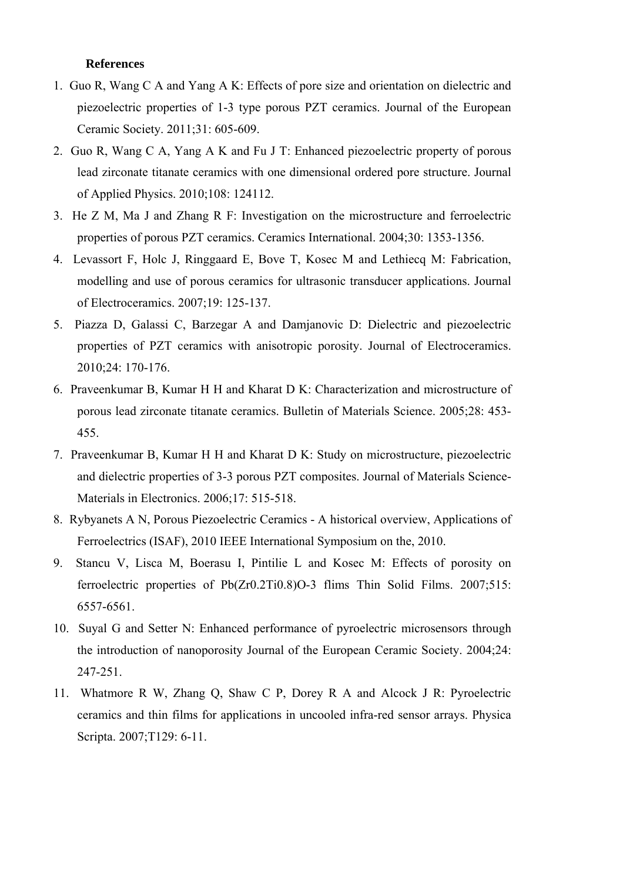**References**

1. Guo R, Wang C A and Yang A K: Effects of pore size and orientation on dielectric and piezoelectric properties of 1-3 type porous PZT ceramics. Journal of the European Ceramic Society. 2011;31: 605-609.
2. Guo R, Wang C A, Yang A K and Fu J T: Enhanced piezoelectric property of porous lead zirconate titanate ceramics with one dimensional ordered pore structure. Journal of Applied Physics. 2010;108: 124112.
3. He Z M, Ma J and Zhang R F: Investigation on the microstructure and ferroelectric properties of porous PZT ceramics. Ceramics International. 2004;30: 1353-1356.
4. Levassort F, Holc J, Ringgaard E, Bove T, Kosec M and Lethiecq M: Fabrication, modelling and use of porous ceramics for ultrasonic transducer applications. Journal of Electroceramics. 2007;19: 125-137.
5. Piazza D, Galassi C, Barzegar A and Damjanovic D: Dielectric and piezoelectric properties of PZT ceramics with anisotropic porosity. Journal of Electroceramics. 2010;24: 170-176.
6. Praveenkumar B, Kumar H H and Kharat D K: Characterization and microstructure of porous lead zirconate titanate ceramics. Bulletin of Materials Science. 2005;28: 453-455.
7. Praveenkumar B, Kumar H H and Kharat D K: Study on microstructure, piezoelectric and dielectric properties of 3-3 porous PZT composites. Journal of Materials Science-Materials in Electronics. 2006;17: 515-518.
8. Rybyanets A N, Porous Piezoelectric Ceramics - A historical overview, Applications of Ferroelectrics (ISAF), 2010 IEEE International Symposium on the, 2010.
9. Stancu V, Lisca M, Boerasu I, Pintilie L and Kosec M: Effects of porosity on ferroelectric properties of Pb(Zr0.2Ti0.8)O-3 flims Thin Solid Films. 2007;515: 6557-6561.
10. Suyal G and Setter N: Enhanced performance of pyroelectric microsensors through the introduction of nanoporosity Journal of the European Ceramic Society. 2004;24: 247-251.
11. Whatmore R W, Zhang Q, Shaw C P, Dorey R A and Alcock J R: Pyroelectric ceramics and thin films for applications in uncooled infra-red sensor arrays. Physica Scripta. 2007;T129: 6-11.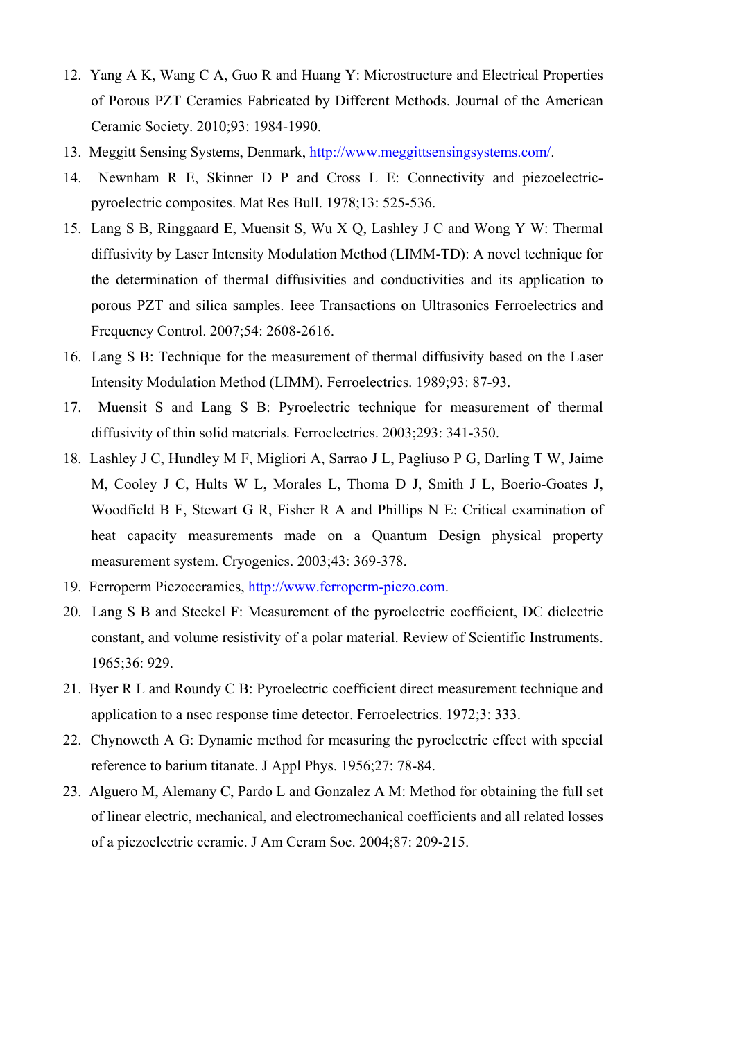12. Yang A K, Wang C A, Guo R and Huang Y: Microstructure and Electrical Properties of Porous PZT Ceramics Fabricated by Different Methods. Journal of the American Ceramic Society. 2010;93: 1984-1990.
13. Meggitt Sensing Systems, Denmark, [http://www.meggittsensingsystems.com/](http://www.meggittsensingsystems.com/).
14. Newnham R E, Skinner D P and Cross L E: Connectivity and piezoelectric-pyroelectric composites. Mat Res Bull. 1978;13: 525-536.
15. Lang S B, Ringgaard E, Muensit S, Wu X Q, Lashley J C and Wong Y W: Thermal diffusivity by Laser Intensity Modulation Method (LIMM-TD): A novel technique for the determination of thermal diffusivities and conductivities and its application to porous PZT and silica samples. Ieee Transactions on Ultrasonics Ferroelectrics and Frequency Control. 2007;54: 2608-2616.
16. Lang S B: Technique for the measurement of thermal diffusivity based on the Laser Intensity Modulation Method (LIMM). Ferroelectrics. 1989;93: 87-93.
17. Muensit S and Lang S B: Pyroelectric technique for measurement of thermal diffusivity of thin solid materials. Ferroelectrics. 2003;293: 341-350.
18. Lashley J C, Hundley M F, Migliori A, Sarrao J L, Pagliuso P G, Darling T W, Jaime M, Cooley J C, Hults W L, Morales L, Thoma D J, Smith J L, Boerio-Goates J, Woodfield B F, Stewart G R, Fisher R A and Phillips N E: Critical examination of heat capacity measurements made on a Quantum Design physical property measurement system. Cryogenics. 2003;43: 369-378.
19. Ferroperm Piezoceramics, [http://www.ferroperm-piezo.com](http://www.ferroperm-piezo.com).
20. Lang S B and Steckel F: Measurement of the pyroelectric coefficient, DC dielectric constant, and volume resistivity of a polar material. Review of Scientific Instruments. 1965;36: 929.
21. Byer R L and Roundy C B: Pyroelectric coefficient direct measurement technique and application to a nsec response time detector. Ferroelectrics. 1972;3: 333.
22. Chynoweth A G: Dynamic method for measuring the pyroelectric effect with special reference to barium titanate. J Appl Phys. 1956;27: 78-84.
23. Alguero M, Alemany C, Pardo L and Gonzalez A M: Method for obtaining the full set of linear electric, mechanical, and electromechanical coefficients and all related losses of a piezoelectric ceramic. J Am Ceram Soc. 2004;87: 209-215.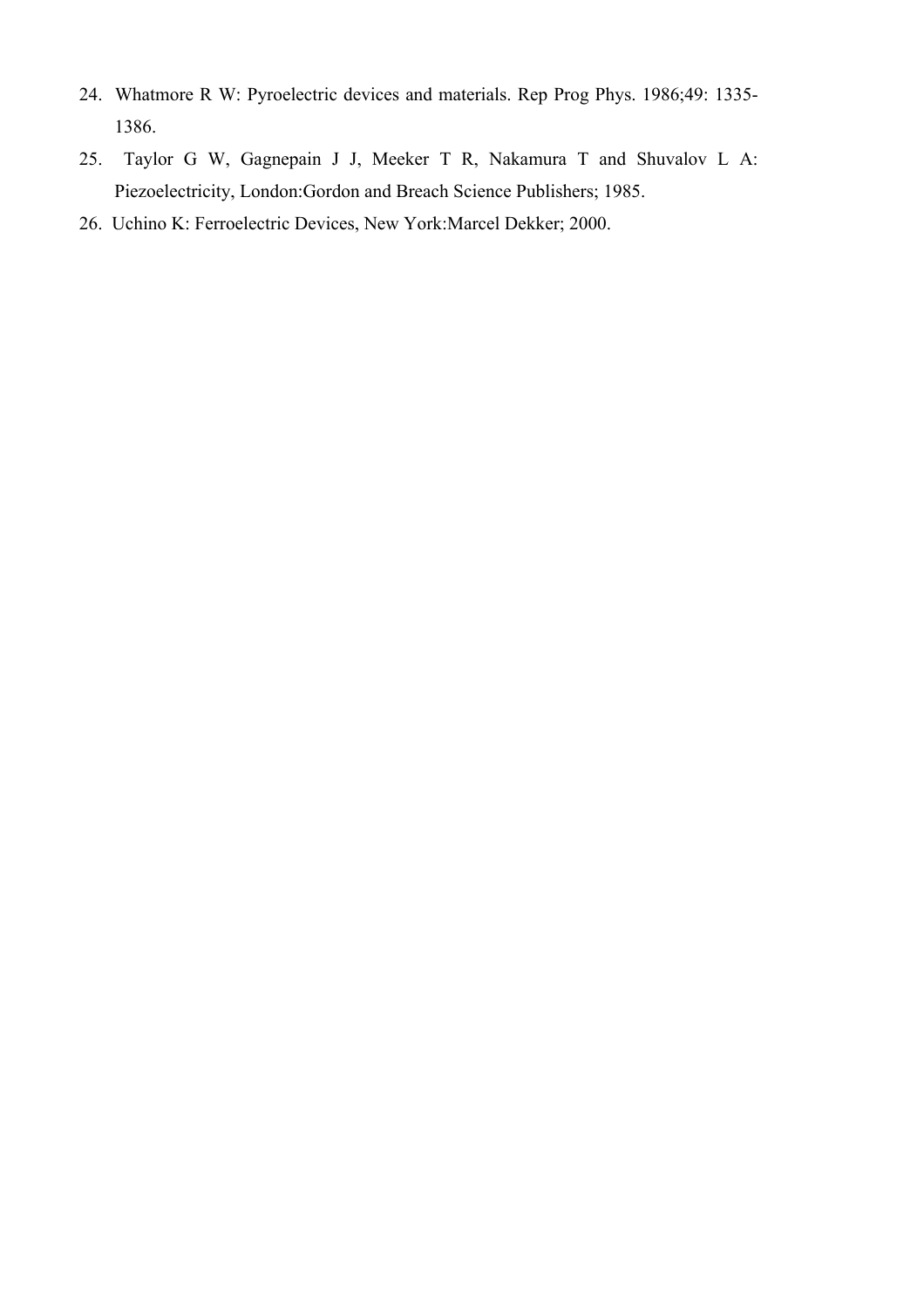24. Whatmore R W: Pyroelectric devices and materials. Rep Prog Phys. 1986;49: 1335-1386.
25. Taylor G W, Gagnepain J J, Meeker T R, Nakamura T and Shuvalov L A: Piezoelectricity, London:Gordon and Breach Science Publishers; 1985.
26. Uchino K: Ferroelectric Devices, New York:Marcel Dekker; 2000.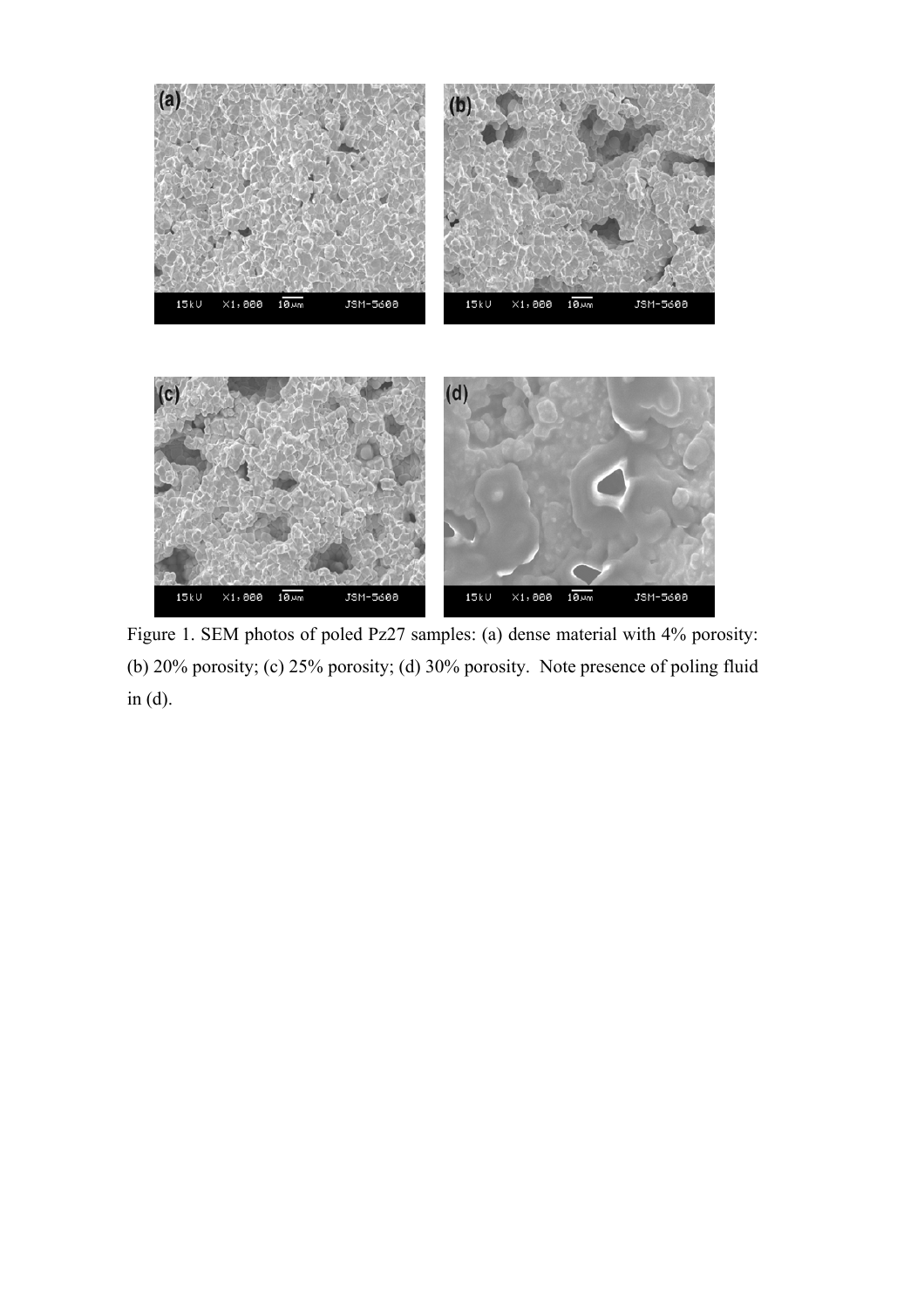Figure 1. SEM photos of poled Pz27 samples: (a) dense material with 4% porosity: (b) 20% porosity; (c) 25% porosity; (d) 30% porosity. Note presence of poling fluid in (d).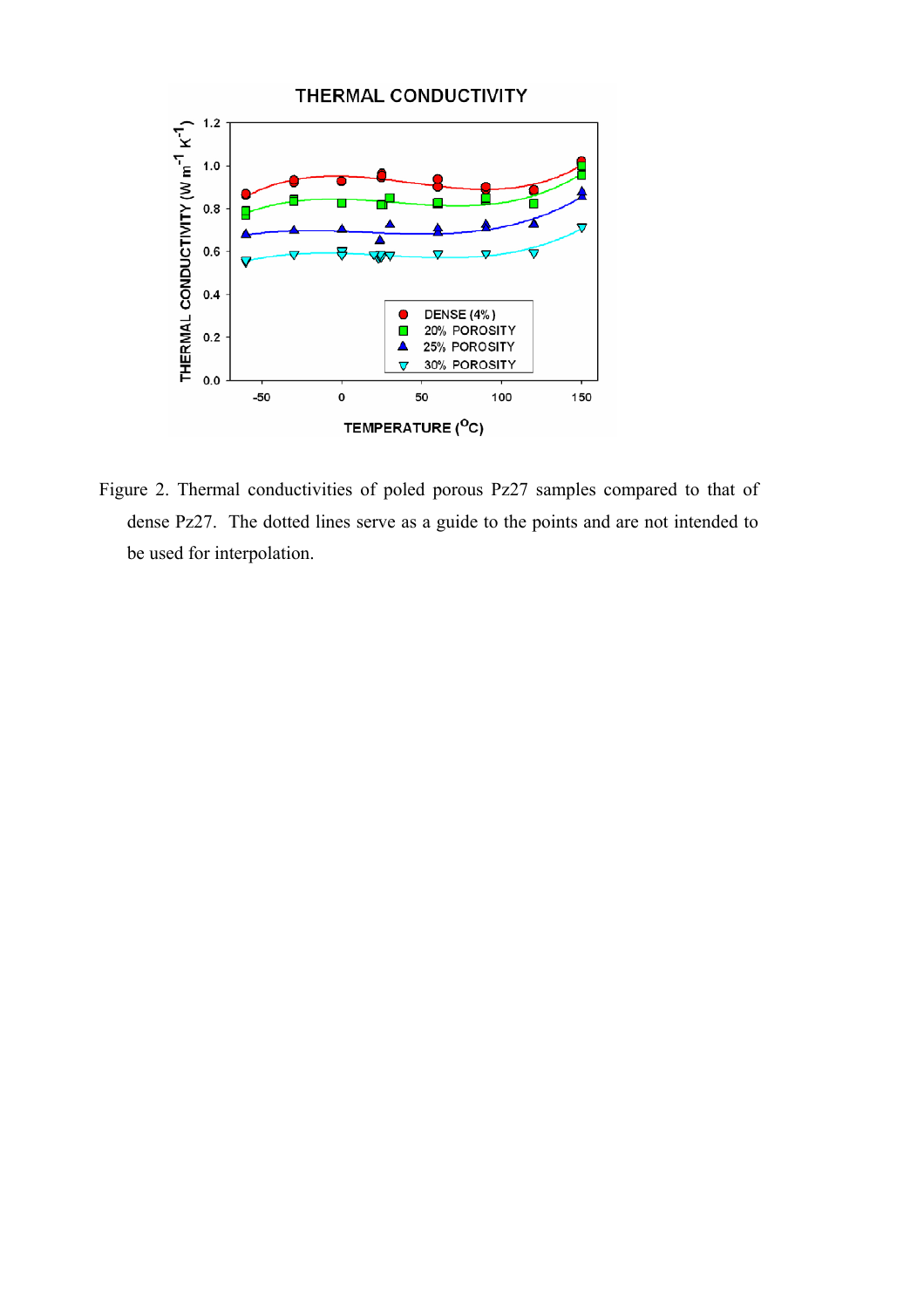Figure 2. Thermal conductivities of poled porous Pz27 samples compared to that of dense Pz27. The dotted lines serve as a guide to the points and are not intended to be used for interpolation.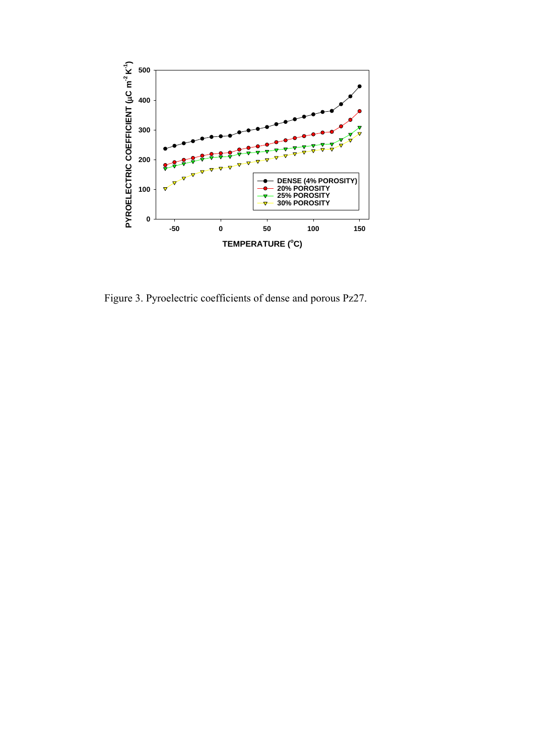Figure 3. Pyroelectric coefficients of dense and porous Pz27.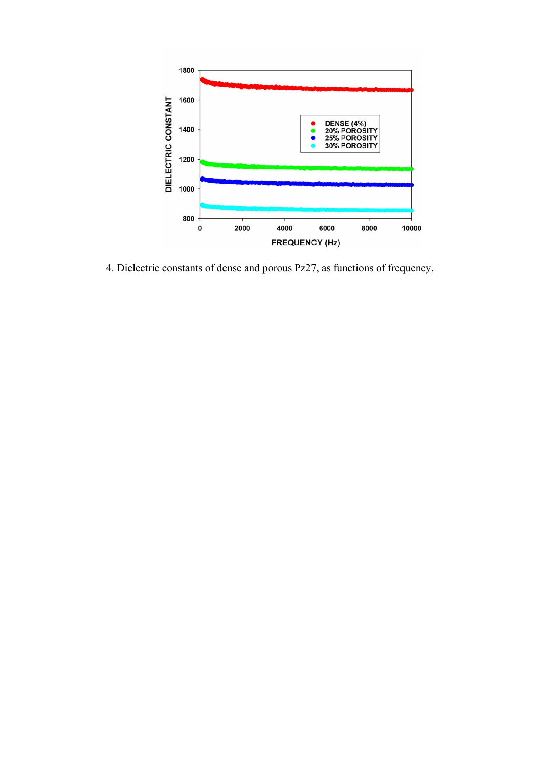4. Dielectric constants of dense and porous Pz27, as functions of frequency.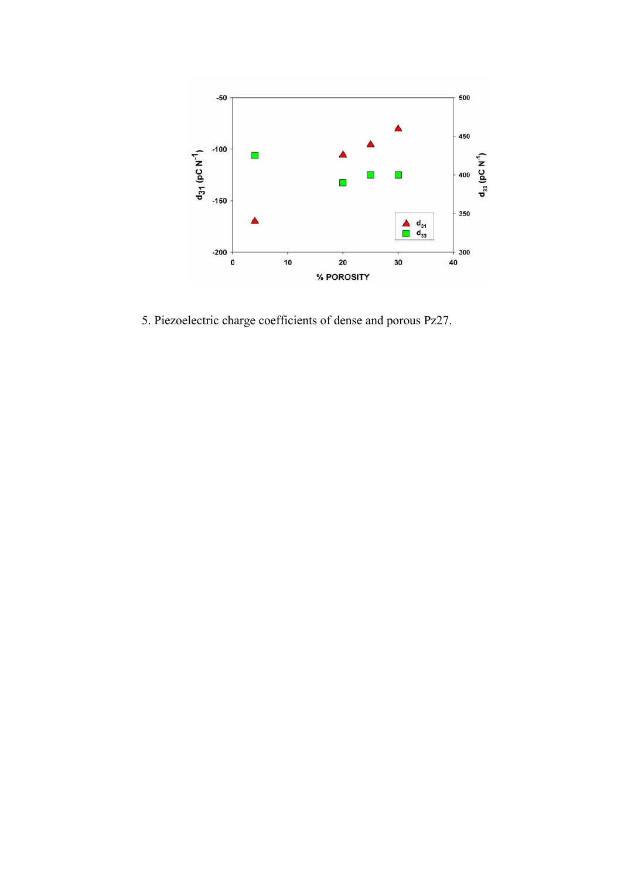5. Piezoelectric charge coefficients of dense and porous Pz27.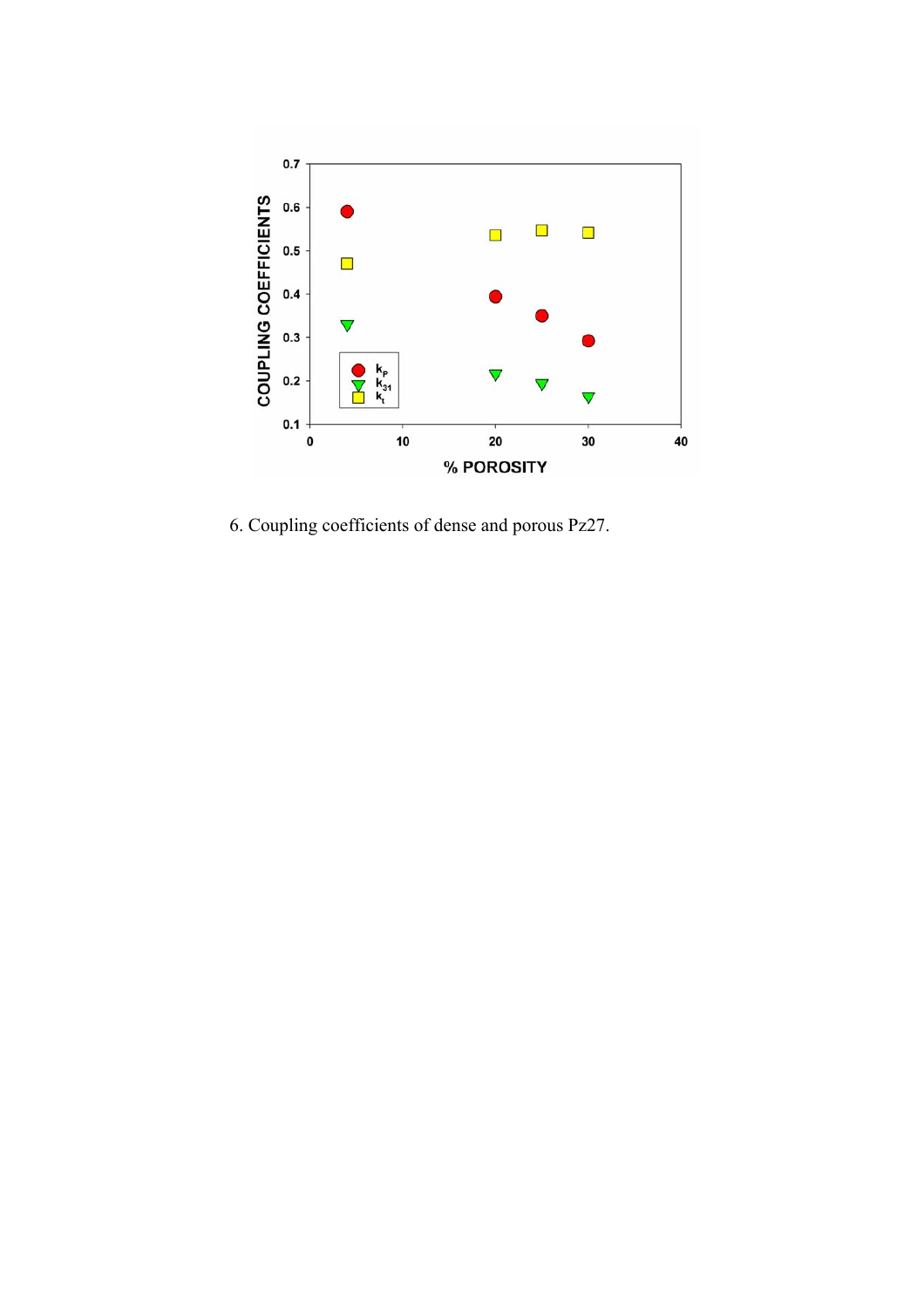6. Coupling coefficients of dense and porous Pz27.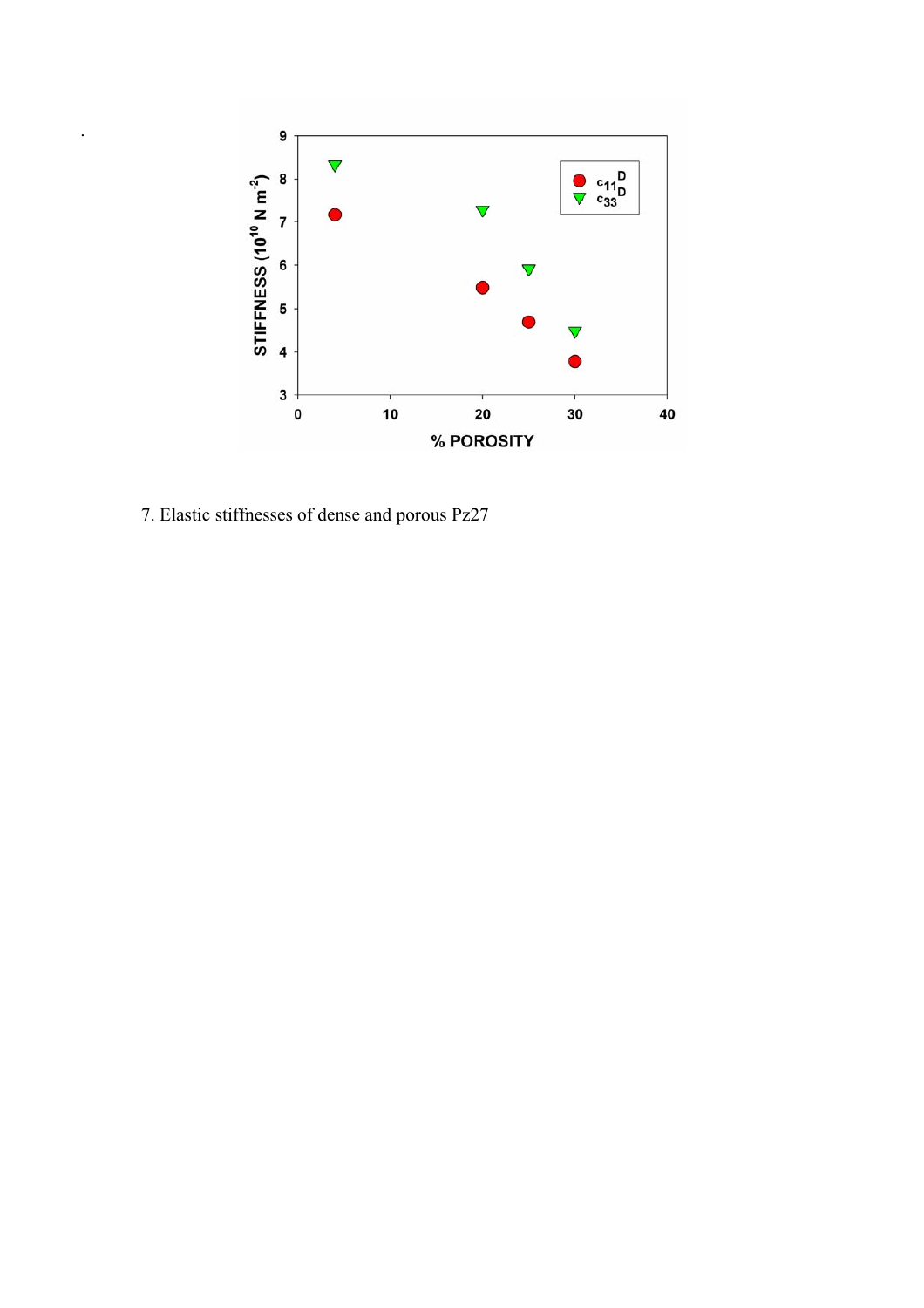STIFFNESS ($10^{10}$ N m$^{-2}$)

9
8
7
6
5
4
3

0
10
20
30
40

% POROSITY

$c_{11}^D$
$c_{33}^D$

7. Elastic stiffnesses of dense and porous Pz27